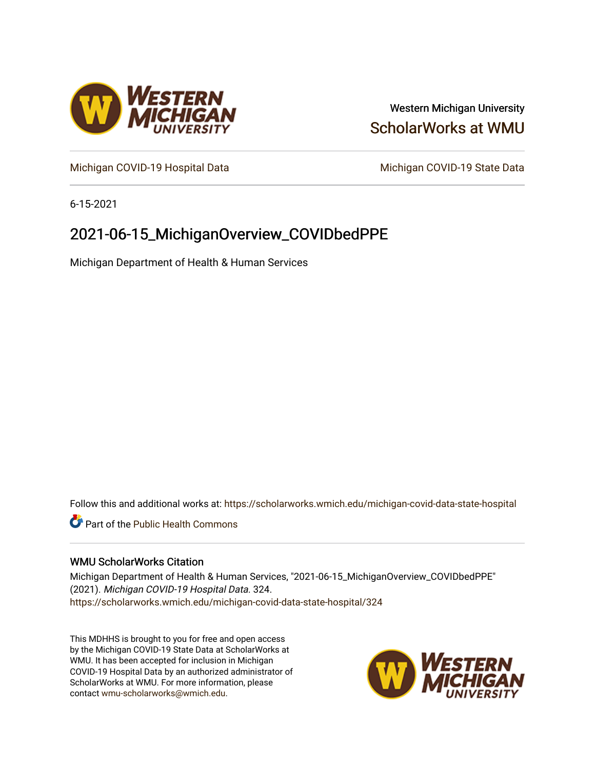Western Michigan University

ScholarWorks at WMU

Michigan COVID-19 Hospital Data

Michigan COVID-19 State Data

6-15-2021

# 2021-06-15_MichiganOverview_COVIDbedPPE

Michigan Department of Health & Human Services

Follow this and additional works at: https://scholarworks.wmich.edu/michigan-covid-data-state-hospital

Part of the Public Health Commons

## WMU ScholarWorks Citation

Michigan Department of Health & Human Services, "2021-06-15_MichiganOverview_COVIDbedPPE" (2021). *Michigan COVID-19 Hospital Data*. 324.
https://scholarworks.wmich.edu/michigan-covid-data-state-hospital/324

This MDHHS is brought to you for free and open access by the Michigan COVID-19 State Data at ScholarWorks at WMU. It has been accepted for inclusion in Michigan COVID-19 Hospital Data by an authorized administrator of ScholarWorks at WMU. For more information, please contact wmu-scholarworks@wmich.edu.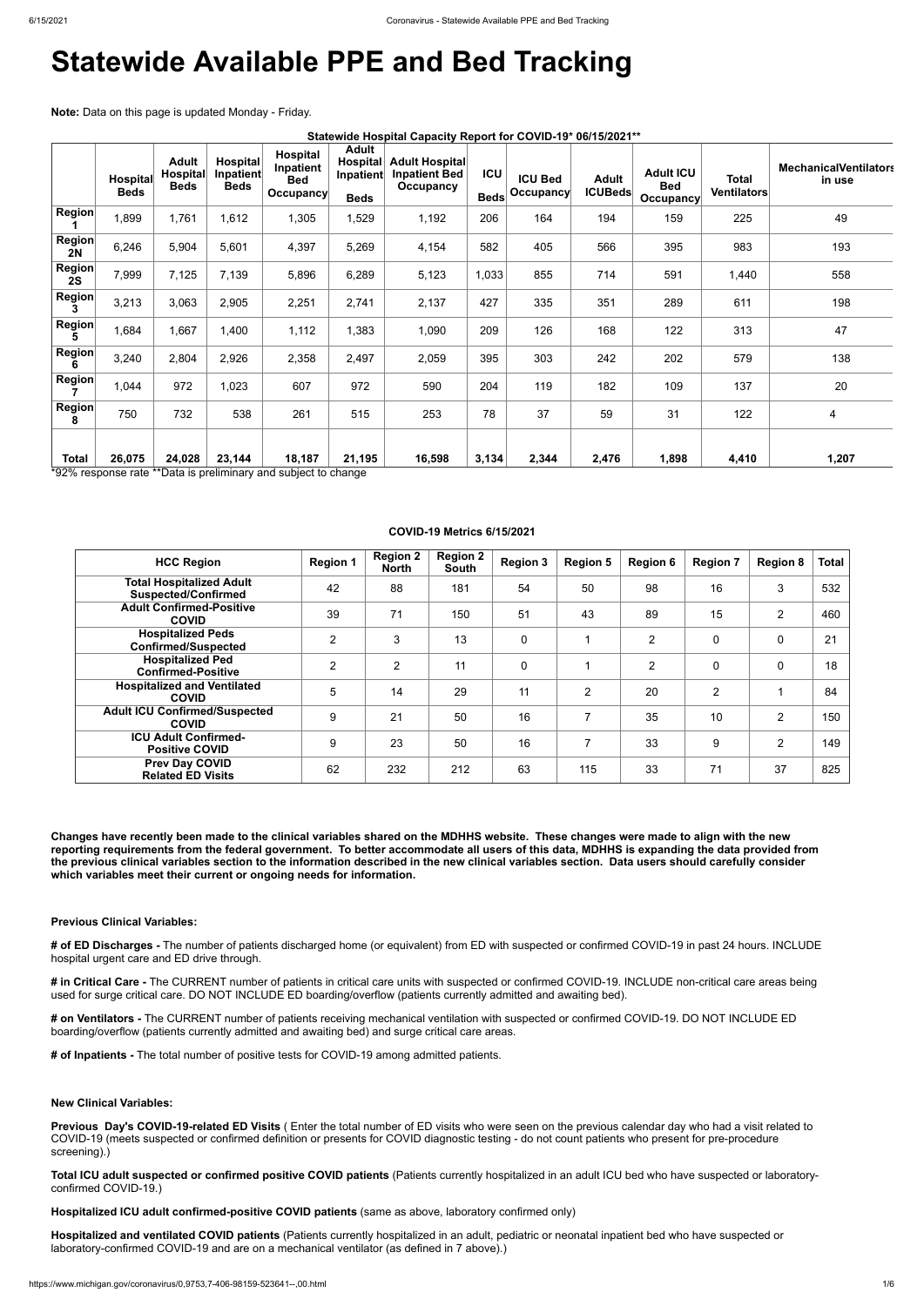# Statewide Available PPE and Bed Tracking

**Note:** Data on this page is updated Monday - Friday.

**Statewide Hospital Capacity Report for COVID-19* 06/15/2021****

| | Hospital Beds | Adult Hospital Beds | Hospital Inpatient Beds | Hospital Inpatient Bed Occupancy | Adult Hospital Inpatient Beds | Adult Hospital Inpatient Bed Occupancy | ICU Beds | ICU Bed Occupancy | Adult ICUBeds | Adult ICU Bed Occupancy | Total Ventilators | MechanicalVentilators in use |
|---|---|---|---|---|---|---|---|---|---|---|---|---|
| Region 1 | 1,899 | 1,761 | 1,612 | 1,305 | 1,529 | 1,192 | 206 | 164 | 194 | 159 | 225 | 49 |
| Region 2N | 6,246 | 5,904 | 5,601 | 4,397 | 5,269 | 4,154 | 582 | 405 | 566 | 395 | 983 | 193 |
| Region 2S | 7,999 | 7,125 | 7,139 | 5,896 | 6,289 | 5,123 | 1,033 | 855 | 714 | 591 | 1,440 | 558 |
| Region 3 | 3,213 | 3,063 | 2,905 | 2,251 | 2,741 | 2,137 | 427 | 335 | 351 | 289 | 611 | 198 |
| Region 5 | 1,684 | 1,667 | 1,400 | 1,112 | 1,383 | 1,090 | 209 | 126 | 168 | 122 | 313 | 47 |
| Region 6 | 3,240 | 2,804 | 2,926 | 2,358 | 2,497 | 2,059 | 395 | 303 | 242 | 202 | 579 | 138 |
| Region 7 | 1,044 | 972 | 1,023 | 607 | 972 | 590 | 204 | 119 | 182 | 109 | 137 | 20 |
| Region 8 | 750 | 732 | 538 | 261 | 515 | 253 | 78 | 37 | 59 | 31 | 122 | 4 |
| **Total** | **26,075** | **24,028** | **23,144** | **18,187** | **21,195** | **16,598** | **3,134** | **2,344** | **2,476** | **1,898** | **4,410** | **1,207** |

*92% response rate **Data is preliminary and subject to change

**COVID-19 Metrics 6/15/2021**

| HCC Region | Region 1 | Region 2 North | Region 2 South | Region 3 | Region 5 | Region 6 | Region 7 | Region 8 | Total |
|---|---|---|---|---|---|---|---|---|---|
| Total Hospitalized Adult Suspected/Confirmed | 42 | 88 | 181 | 54 | 50 | 98 | 16 | 3 | 532 |
| Adult Confirmed-Positive COVID | 39 | 71 | 150 | 51 | 43 | 89 | 15 | 2 | 460 |
| Hospitalized Peds Confirmed/Suspected | 2 | 3 | 13 | 0 | 1 | 2 | 0 | 0 | 21 |
| Hospitalized Ped Confirmed-Positive | 2 | 2 | 11 | 0 | 1 | 2 | 0 | 0 | 18 |
| Hospitalized and Ventilated COVID | 5 | 14 | 29 | 11 | 2 | 20 | 2 | 1 | 84 |
| Adult ICU Confirmed/Suspected COVID | 9 | 21 | 50 | 16 | 7 | 35 | 10 | 2 | 150 |
| ICU Adult Confirmed-Positive COVID | 9 | 23 | 50 | 16 | 7 | 33 | 9 | 2 | 149 |
| Prev Day COVID Related ED Visits | 62 | 232 | 212 | 63 | 115 | 33 | 71 | 37 | 825 |

**Changes have recently been made to the clinical variables shared on the MDHHS website. These changes were made to align with the new reporting requirements from the federal government. To better accommodate all users of this data, MDHHS is expanding the data provided from the previous clinical variables section to the information described in the new clinical variables section. Data users should carefully consider which variables meet their current or ongoing needs for information.**

**Previous Clinical Variables:**

**# of ED Discharges -** The number of patients discharged home (or equivalent) from ED with suspected or confirmed COVID-19 in past 24 hours. INCLUDE hospital urgent care and ED drive through.

**# in Critical Care -** The CURRENT number of patients in critical care units with suspected or confirmed COVID-19. INCLUDE non-critical care areas being used for surge critical care. DO NOT INCLUDE ED boarding/overflow (patients currently admitted and awaiting bed).

**# on Ventilators -** The CURRENT number of patients receiving mechanical ventilation with suspected or confirmed COVID-19. DO NOT INCLUDE ED boarding/overflow (patients currently admitted and awaiting bed) and surge critical care areas.

**# of Inpatients -** The total number of positive tests for COVID-19 among admitted patients.

**New Clinical Variables:**

**Previous Day's COVID-19-related ED Visits** ( Enter the total number of ED visits who were seen on the previous calendar day who had a visit related to COVID-19 (meets suspected or confirmed definition or presents for COVID diagnostic testing - do not count patients who present for pre-procedure screening).)

**Total ICU adult suspected or confirmed positive COVID patients** (Patients currently hospitalized in an adult ICU bed who have suspected or laboratory-confirmed COVID-19.)

**Hospitalized ICU adult confirmed-positive COVID patients** (same as above, laboratory confirmed only)

**Hospitalized and ventilated COVID patients** (Patients currently hospitalized in an adult, pediatric or neonatal inpatient bed who have suspected or laboratory-confirmed COVID-19 and are on a mechanical ventilator (as defined in 7 above).)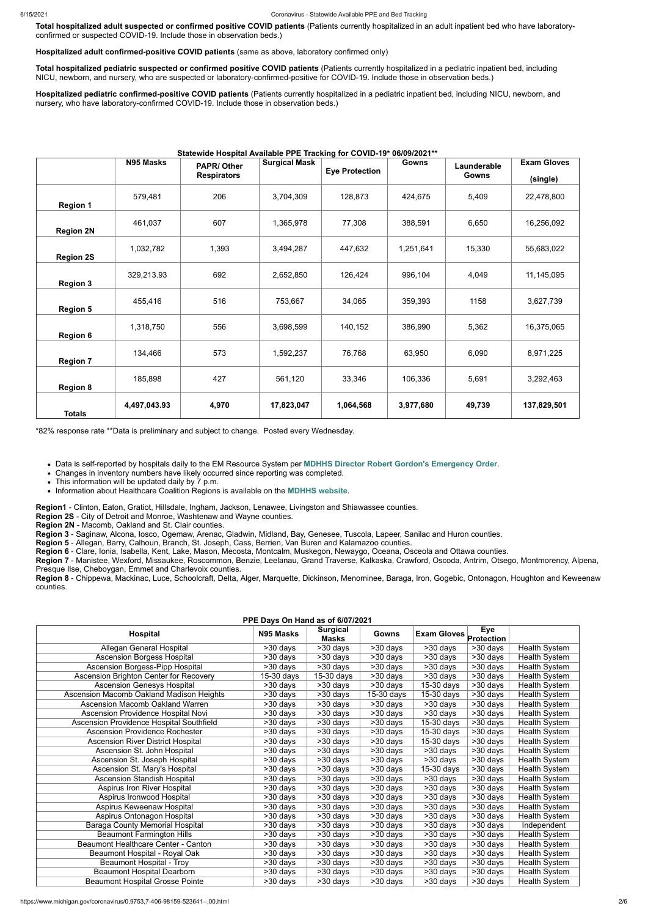**Total hospitalized adult suspected or confirmed positive COVID patients** (Patients currently hospitalized in an adult inpatient bed who have laboratory-confirmed or suspected COVID-19. Include those in observation beds.)

**Hospitalized adult confirmed-positive COVID patients** (same as above, laboratory confirmed only)

**Total hospitalized pediatric suspected or confirmed positive COVID patients** (Patients currently hospitalized in a pediatric inpatient bed, including NICU, newborn, and nursery, who are suspected or laboratory-confirmed-positive for COVID-19. Include those in observation beds.)

**Hospitalized pediatric confirmed-positive COVID patients** (Patients currently hospitalized in a pediatric inpatient bed, including NICU, newborn, and nursery, who have laboratory-confirmed COVID-19. Include those in observation beds.)

**Statewide Hospital Available PPE Tracking for COVID-19* 06/09/2021****

| | N95 Masks | PAPR/ Other Respirators | Surgical Mask | Eye Protection | Gowns | Launderable Gowns | Exam Gloves (single) |
|---|---|---|---|---|---|---|---|
| **Region 1** | 579,481 | 206 | 3,704,309 | 128,873 | 424,675 | 5,409 | 22,478,800 |
| **Region 2N** | 461,037 | 607 | 1,365,978 | 77,308 | 388,591 | 6,650 | 16,256,092 |
| **Region 2S** | 1,032,782 | 1,393 | 3,494,287 | 447,632 | 1,251,641 | 15,330 | 55,683,022 |
| **Region 3** | 329,213.93 | 692 | 2,652,850 | 126,424 | 996,104 | 4,049 | 11,145,095 |
| **Region 5** | 455,416 | 516 | 753,667 | 34,065 | 359,393 | 1158 | 3,627,739 |
| **Region 6** | 1,318,750 | 556 | 3,698,599 | 140,152 | 386,990 | 5,362 | 16,375,065 |
| **Region 7** | 134,466 | 573 | 1,592,237 | 76,768 | 63,950 | 6,090 | 8,971,225 |
| **Region 8** | 185,898 | 427 | 561,120 | 33,346 | 106,336 | 5,691 | 3,292,463 |
| **Totals** | **4,497,043.93** | **4,970** | **17,823,047** | **1,064,568** | **3,977,680** | **49,739** | **137,829,501** |

*82% response rate **Data is preliminary and subject to change. Posted every Wednesday.

- Data is self-reported by hospitals daily to the EM Resource System per **MDHHS Director Robert Gordon's Emergency Order**.
- Changes in inventory numbers have likely occurred since reporting was completed.
- This information will be updated daily by 7 p.m.
- Information about Healthcare Coalition Regions is available on the **MDHHS website**.

**Region1** - Clinton, Eaton, Gratiot, Hillsdale, Ingham, Jackson, Lenawee, Livingston and Shiawassee counties.
**Region 2S** - City of Detroit and Monroe, Washtenaw and Wayne counties.
**Region 2N** - Macomb, Oakland and St. Clair counties.
**Region 3** - Saginaw, Alcona, Iosco, Ogemaw, Arenac, Gladwin, Midland, Bay, Genesee, Tuscola, Lapeer, Sanilac and Huron counties.
**Region 5** - Allegan, Barry, Calhoun, Branch, St. Joseph, Cass, Berrien, Van Buren and Kalamazoo counties.
**Region 6** - Clare, Ionia, Isabella, Kent, Lake, Mason, Mecosta, Montcalm, Muskegon, Newaygo, Oceana, Osceola and Ottawa counties.
**Region 7** - Manistee, Wexford, Missaukee, Roscommon, Benzie, Leelanau, Grand Traverse, Kalkaska, Crawford, Oscoda, Antrim, Otsego, Montmorency, Alpena, Presque Ilse, Cheboygan, Emmet and Charlevoix counties.
**Region 8** - Chippewa, Mackinac, Luce, Schoolcraft, Delta, Alger, Marquette, Dickinson, Menominee, Baraga, Iron, Gogebic, Ontonagon, Houghton and Keweenaw counties.

**PPE Days On Hand as of 6/07/2021**

| Hospital | N95 Masks | Surgical Masks | Gowns | Exam Gloves | Eye Protection | |
|---|---|---|---|---|---|---|
| Allegan General Hospital | >30 days | >30 days | >30 days | >30 days | >30 days | Health System |
| Ascension Borgess Hospital | >30 days | >30 days | >30 days | >30 days | >30 days | Health System |
| Ascension Borgess-Pipp Hospital | >30 days | >30 days | >30 days | >30 days | >30 days | Health System |
| Ascension Brighton Center for Recovery | 15-30 days | 15-30 days | >30 days | >30 days | >30 days | Health System |
| Ascension Genesys Hospital | >30 days | >30 days | >30 days | 15-30 days | >30 days | Health System |
| Ascension Macomb Oakland Madison Heights | >30 days | >30 days | 15-30 days | 15-30 days | >30 days | Health System |
| Ascension Macomb Oakland Warren | >30 days | >30 days | >30 days | >30 days | >30 days | Health System |
| Ascension Providence Hospital Novi | >30 days | >30 days | >30 days | >30 days | >30 days | Health System |
| Ascension Providence Hospital Southfield | >30 days | >30 days | >30 days | 15-30 days | >30 days | Health System |
| Ascension Providence Rochester | >30 days | >30 days | >30 days | 15-30 days | >30 days | Health System |
| Ascension River District Hospital | >30 days | >30 days | >30 days | 15-30 days | >30 days | Health System |
| Ascension St. John Hospital | >30 days | >30 days | >30 days | >30 days | >30 days | Health System |
| Ascension St. Joseph Hospital | >30 days | >30 days | >30 days | >30 days | >30 days | Health System |
| Ascension St. Mary's Hospital | >30 days | >30 days | >30 days | 15-30 days | >30 days | Health System |
| Ascension Standish Hospital | >30 days | >30 days | >30 days | >30 days | >30 days | Health System |
| Aspirus Iron River Hospital | >30 days | >30 days | >30 days | >30 days | >30 days | Health System |
| Aspirus Ironwood Hospital | >30 days | >30 days | >30 days | >30 days | >30 days | Health System |
| Aspirus Keweenaw Hospital | >30 days | >30 days | >30 days | >30 days | >30 days | Health System |
| Aspirus Ontonagon Hospital | >30 days | >30 days | >30 days | >30 days | >30 days | Health System |
| Baraga County Memorial Hospital | >30 days | >30 days | >30 days | >30 days | >30 days | Independent |
| Beaumont Farmington Hills | >30 days | >30 days | >30 days | >30 days | >30 days | Health System |
| Beaumont Healthcare Center - Canton | >30 days | >30 days | >30 days | >30 days | >30 days | Health System |
| Beaumont Hospital - Royal Oak | >30 days | >30 days | >30 days | >30 days | >30 days | Health System |
| Beaumont Hospital - Troy | >30 days | >30 days | >30 days | >30 days | >30 days | Health System |
| Beaumont Hospital Dearborn | >30 days | >30 days | >30 days | >30 days | >30 days | Health System |
| Beaumont Hospital Grosse Pointe | >30 days | >30 days | >30 days | >30 days | >30 days | Health System |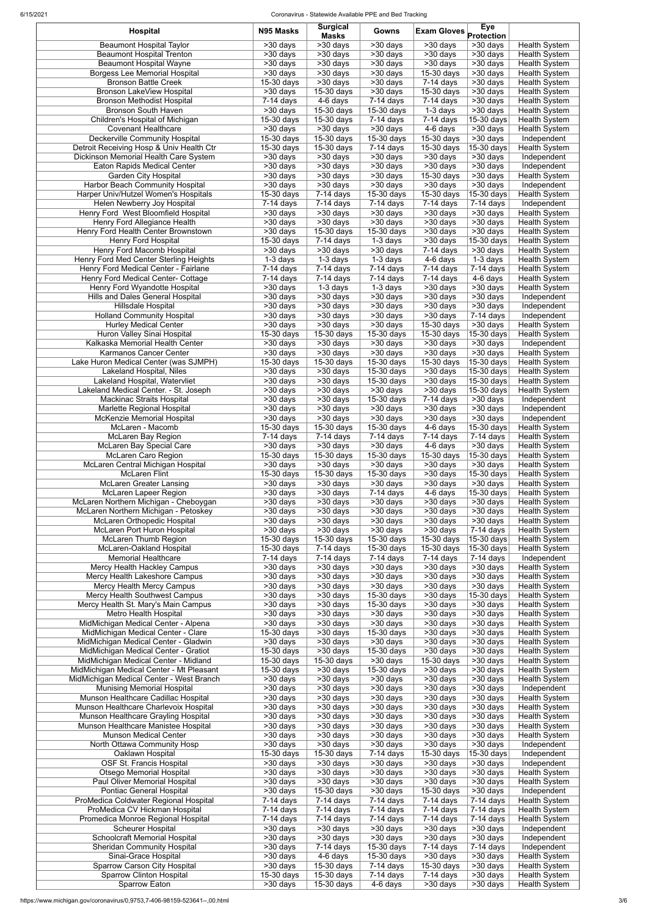| Hospital | N95 Masks | Surgical Masks | Gowns | Exam Gloves | Eye Protection | |
|---|---|---|---|---|---|---|
| Beaumont Hospital Taylor | >30 days | >30 days | >30 days | >30 days | >30 days | Health System |
| Beaumont Hospital Trenton | >30 days | >30 days | >30 days | >30 days | >30 days | Health System |
| Beaumont Hospital Wayne | >30 days | >30 days | >30 days | >30 days | >30 days | Health System |
| Borgess Lee Memorial Hospital | >30 days | >30 days | >30 days | 15-30 days | >30 days | Health System |
| Bronson Battle Creek | 15-30 days | >30 days | >30 days | 7-14 days | >30 days | Health System |
| Bronson LakeView Hospital | >30 days | 15-30 days | >30 days | 15-30 days | >30 days | Health System |
| Bronson Methodist Hospital | 7-14 days | 4-6 days | 7-14 days | 7-14 days | >30 days | Health System |
| Bronson South Haven | >30 days | 15-30 days | 15-30 days | 1-3 days | >30 days | Health System |
| Children's Hospital of Michigan | 15-30 days | 15-30 days | 7-14 days | 7-14 days | 15-30 days | Health System |
| Covenant Healthcare | >30 days | >30 days | >30 days | 4-6 days | >30 days | Health System |
| Deckerville Community Hospital | 15-30 days | 15-30 days | 15-30 days | 15-30 days | >30 days | Independent |
| Detroit Receiving Hosp & Univ Health Ctr | 15-30 days | 15-30 days | 7-14 days | 15-30 days | 15-30 days | Health System |
| Dickinson Memorial Health Care System | >30 days | >30 days | >30 days | >30 days | >30 days | Independent |
| Eaton Rapids Medical Center | >30 days | >30 days | >30 days | >30 days | >30 days | Independent |
| Garden City Hospital | >30 days | >30 days | >30 days | 15-30 days | >30 days | Health System |
| Harbor Beach Community Hospital | >30 days | >30 days | >30 days | >30 days | >30 days | Independent |
| Harper Univ/Hutzel Women's Hospitals | 15-30 days | 7-14 days | 15-30 days | 15-30 days | 15-30 days | Health System |
| Helen Newberry Joy Hospital | 7-14 days | 7-14 days | 7-14 days | 7-14 days | 7-14 days | Independent |
| Henry Ford West Bloomfield Hospital | >30 days | >30 days | >30 days | >30 days | >30 days | Health System |
| Henry Ford Allegiance Health | >30 days | >30 days | >30 days | >30 days | >30 days | Health System |
| Henry Ford Health Center Brownstown | >30 days | 15-30 days | 15-30 days | >30 days | >30 days | Health System |
| Henry Ford Hospital | 15-30 days | 7-14 days | 1-3 days | >30 days | 15-30 days | Health System |
| Henry Ford Macomb Hospital | >30 days | >30 days | >30 days | 7-14 days | >30 days | Health System |
| Henry Ford Med Center Sterling Heights | 1-3 days | 1-3 days | 1-3 days | 4-6 days | 1-3 days | Health System |
| Henry Ford Medical Center - Fairlane | 7-14 days | 7-14 days | 7-14 days | 7-14 days | 7-14 days | Health System |
| Henry Ford Medical Center- Cottage | 7-14 days | 7-14 days | 7-14 days | 7-14 days | 4-6 days | Health System |
| Henry Ford Wyandotte Hospital | >30 days | 1-3 days | 1-3 days | >30 days | >30 days | Health System |
| Hills and Dales General Hospital | >30 days | >30 days | >30 days | >30 days | >30 days | Independent |
| Hillsdale Hospital | >30 days | >30 days | >30 days | >30 days | >30 days | Independent |
| Holland Community Hospital | >30 days | >30 days | >30 days | >30 days | 7-14 days | Independent |
| Hurley Medical Center | >30 days | >30 days | >30 days | 15-30 days | >30 days | Health System |
| Huron Valley Sinai Hospital | 15-30 days | 15-30 days | 15-30 days | 15-30 days | 15-30 days | Health System |
| Kalkaska Memorial Health Center | >30 days | >30 days | >30 days | >30 days | >30 days | Independent |
| Karmanos Cancer Center | >30 days | >30 days | >30 days | >30 days | >30 days | Health System |
| Lake Huron Medical Center (was SJMPH) | 15-30 days | 15-30 days | 15-30 days | 15-30 days | 15-30 days | Health System |
| Lakeland Hospital, Niles | >30 days | >30 days | 15-30 days | >30 days | 15-30 days | Health System |
| Lakeland Hospital, Watervliet | >30 days | >30 days | 15-30 days | >30 days | 15-30 days | Health System |
| Lakeland Medical Center. - St. Joseph | >30 days | >30 days | >30 days | >30 days | 15-30 days | Health System |
| Mackinac Straits Hospital | >30 days | >30 days | 15-30 days | 7-14 days | >30 days | Independent |
| Marlette Regional Hospital | >30 days | >30 days | >30 days | >30 days | >30 days | Independent |
| McKenzie Memorial Hospital | >30 days | >30 days | >30 days | >30 days | >30 days | Independent |
| McLaren - Macomb | 15-30 days | 15-30 days | 15-30 days | 4-6 days | 15-30 days | Health System |
| McLaren Bay Region | 7-14 days | 7-14 days | 7-14 days | 7-14 days | 7-14 days | Health System |
| McLaren Bay Special Care | >30 days | >30 days | >30 days | 4-6 days | >30 days | Health System |
| McLaren Caro Region | 15-30 days | 15-30 days | 15-30 days | 15-30 days | 15-30 days | Health System |
| McLaren Central Michigan Hospital | >30 days | >30 days | >30 days | >30 days | >30 days | Health System |
| McLaren Flint | 15-30 days | 15-30 days | 15-30 days | >30 days | 15-30 days | Health System |
| McLaren Greater Lansing | >30 days | >30 days | >30 days | >30 days | >30 days | Health System |
| McLaren Lapeer Region | >30 days | >30 days | 7-14 days | 4-6 days | 15-30 days | Health System |
| McLaren Northern Michigan - Cheboygan | >30 days | >30 days | >30 days | >30 days | >30 days | Health System |
| McLaren Northern Michigan - Petoskey | >30 days | >30 days | >30 days | >30 days | >30 days | Health System |
| McLaren Orthopedic Hospital | >30 days | >30 days | >30 days | >30 days | >30 days | Health System |
| McLaren Port Huron Hospital | >30 days | >30 days | >30 days | >30 days | 7-14 days | Health System |
| McLaren Thumb Region | 15-30 days | 15-30 days | 15-30 days | 15-30 days | 15-30 days | Health System |
| McLaren-Oakland Hospital | 15-30 days | 7-14 days | 15-30 days | 15-30 days | 15-30 days | Health System |
| Memorial Healthcare | 7-14 days | 7-14 days | 7-14 days | 7-14 days | 7-14 days | Independent |
| Mercy Health Hackley Campus | >30 days | >30 days | >30 days | >30 days | >30 days | Health System |
| Mercy Health Lakeshore Campus | >30 days | >30 days | >30 days | >30 days | >30 days | Health System |
| Mercy Health Mercy Campus | >30 days | >30 days | >30 days | >30 days | >30 days | Health System |
| Mercy Health Southwest Campus | >30 days | >30 days | 15-30 days | >30 days | 15-30 days | Health System |
| Mercy Health St. Mary's Main Campus | >30 days | >30 days | 15-30 days | >30 days | >30 days | Health System |
| Metro Health Hospital | >30 days | >30 days | >30 days | >30 days | >30 days | Health System |
| MidMichigan Medical Center - Alpena | >30 days | >30 days | >30 days | >30 days | >30 days | Health System |
| MidMichigan Medical Center - Clare | 15-30 days | >30 days | 15-30 days | >30 days | >30 days | Health System |
| MidMichigan Medical Center - Gladwin | >30 days | >30 days | >30 days | >30 days | >30 days | Health System |
| MidMichigan Medical Center - Gratiot | 15-30 days | >30 days | 15-30 days | >30 days | >30 days | Health System |
| MidMichigan Medical Center - Midland | 15-30 days | 15-30 days | >30 days | 15-30 days | >30 days | Health System |
| MidMichigan Medical Center - Mt Pleasant | 15-30 days | >30 days | 15-30 days | >30 days | >30 days | Health System |
| MidMichigan Medical Center - West Branch | >30 days | >30 days | >30 days | >30 days | >30 days | Health System |
| Munising Memorial Hospital | >30 days | >30 days | >30 days | >30 days | >30 days | Independent |
| Munson Healthcare Cadillac Hospital | >30 days | >30 days | >30 days | >30 days | >30 days | Health System |
| Munson Healthcare Charlevoix Hospital | >30 days | >30 days | >30 days | >30 days | >30 days | Health System |
| Munson Healthcare Grayling Hospital | >30 days | >30 days | >30 days | >30 days | >30 days | Health System |
| Munson Healthcare Manistee Hospital | >30 days | >30 days | >30 days | >30 days | >30 days | Health System |
| Munson Medical Center | >30 days | >30 days | >30 days | >30 days | >30 days | Health System |
| North Ottawa Community Hosp | >30 days | >30 days | >30 days | >30 days | >30 days | Independent |
| Oaklawn Hospital | 15-30 days | 15-30 days | 7-14 days | 15-30 days | 15-30 days | Independent |
| OSF St. Francis Hospital | >30 days | >30 days | >30 days | >30 days | >30 days | Independent |
| Otsego Memorial Hospital | >30 days | >30 days | >30 days | >30 days | >30 days | Health System |
| Paul Oliver Memorial Hospital | >30 days | >30 days | >30 days | >30 days | >30 days | Health System |
| Pontiac General Hospital | >30 days | 15-30 days | >30 days | 15-30 days | >30 days | Independent |
| ProMedica Coldwater Regional Hospital | 7-14 days | 7-14 days | 7-14 days | 7-14 days | 7-14 days | Health System |
| ProMedica CV Hickman Hospital | 7-14 days | 7-14 days | 7-14 days | 7-14 days | 7-14 days | Health System |
| Promedica Monroe Regional Hospital | 7-14 days | 7-14 days | 7-14 days | 7-14 days | 7-14 days | Health System |
| Scheurer Hospital | >30 days | >30 days | >30 days | >30 days | >30 days | Independent |
| Schoolcraft Memorial Hospital | >30 days | >30 days | >30 days | >30 days | >30 days | Independent |
| Sheridan Community Hospital | >30 days | 7-14 days | 15-30 days | 7-14 days | 7-14 days | Independent |
| Sinai-Grace Hospital | >30 days | 4-6 days | 15-30 days | >30 days | >30 days | Health System |
| Sparrow Carson City Hospital | >30 days | 15-30 days | 7-14 days | 15-30 days | >30 days | Health System |
| Sparrow Clinton Hospital | 15-30 days | 15-30 days | 7-14 days | 7-14 days | >30 days | Health System |
| Sparrow Eaton | >30 days | 15-30 days | 4-6 days | >30 days | >30 days | Health System |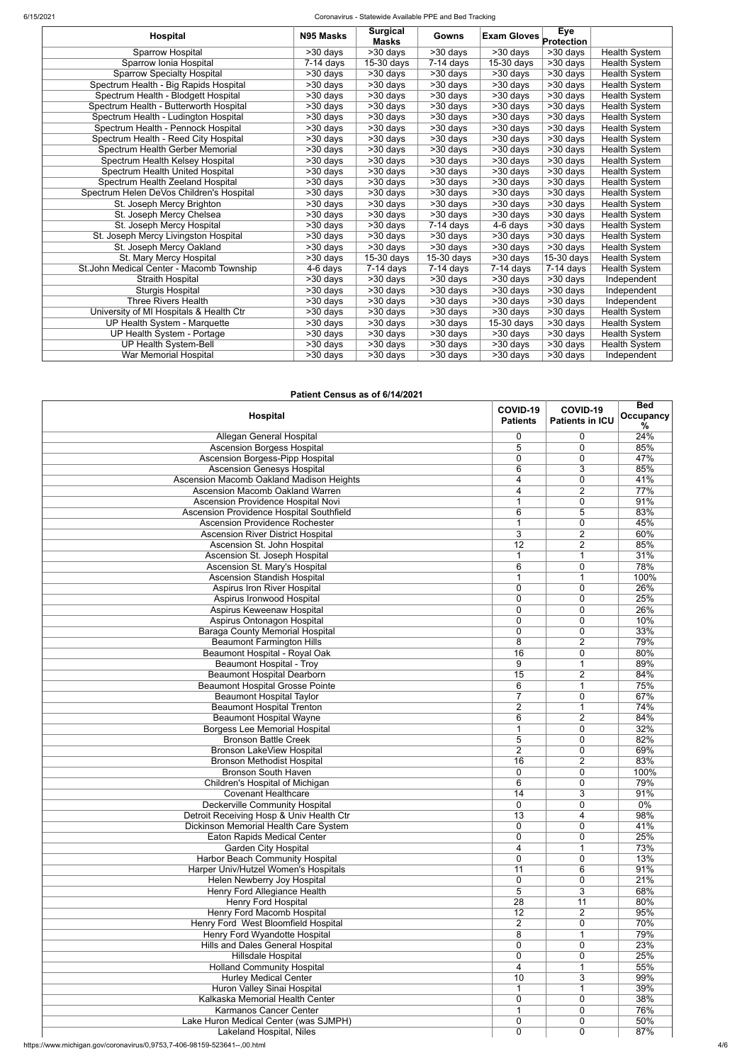| Hospital | N95 Masks | Surgical Masks | Gowns | Exam Gloves | Eye Protection | |
|---|---|---|---|---|---|---|
| Sparrow Hospital | >30 days | >30 days | >30 days | >30 days | >30 days | Health System |
| Sparrow Ionia Hospital | 7-14 days | 15-30 days | 7-14 days | 15-30 days | >30 days | Health System |
| Sparrow Specialty Hospital | >30 days | >30 days | >30 days | >30 days | >30 days | Health System |
| Spectrum Health - Big Rapids Hospital | >30 days | >30 days | >30 days | >30 days | >30 days | Health System |
| Spectrum Health - Blodgett Hospital | >30 days | >30 days | >30 days | >30 days | >30 days | Health System |
| Spectrum Health - Butterworth Hospital | >30 days | >30 days | >30 days | >30 days | >30 days | Health System |
| Spectrum Health - Ludington Hospital | >30 days | >30 days | >30 days | >30 days | >30 days | Health System |
| Spectrum Health - Pennock Hospital | >30 days | >30 days | >30 days | >30 days | >30 days | Health System |
| Spectrum Health - Reed City Hospital | >30 days | >30 days | >30 days | >30 days | >30 days | Health System |
| Spectrum Health Gerber Memorial | >30 days | >30 days | >30 days | >30 days | >30 days | Health System |
| Spectrum Health Kelsey Hospital | >30 days | >30 days | >30 days | >30 days | >30 days | Health System |
| Spectrum Health United Hospital | >30 days | >30 days | >30 days | >30 days | >30 days | Health System |
| Spectrum Health Zeeland Hospital | >30 days | >30 days | >30 days | >30 days | >30 days | Health System |
| Spectrum Helen DeVos Children's Hospital | >30 days | >30 days | >30 days | >30 days | >30 days | Health System |
| St. Joseph Mercy Brighton | >30 days | >30 days | >30 days | >30 days | >30 days | Health System |
| St. Joseph Mercy Chelsea | >30 days | >30 days | >30 days | >30 days | >30 days | Health System |
| St. Joseph Mercy Hospital | >30 days | >30 days | 7-14 days | 4-6 days | >30 days | Health System |
| St. Joseph Mercy Livingston Hospital | >30 days | >30 days | >30 days | >30 days | >30 days | Health System |
| St. Joseph Mercy Oakland | >30 days | >30 days | >30 days | >30 days | >30 days | Health System |
| St. Mary Mercy Hospital | >30 days | 15-30 days | 15-30 days | >30 days | 15-30 days | Health System |
| St.John Medical Center - Macomb Township | 4-6 days | 7-14 days | 7-14 days | 7-14 days | 7-14 days | Health System |
| Straith Hospital | >30 days | >30 days | >30 days | >30 days | >30 days | Independent |
| Sturgis Hospital | >30 days | >30 days | >30 days | >30 days | >30 days | Independent |
| Three Rivers Health | >30 days | >30 days | >30 days | >30 days | >30 days | Independent |
| University of MI Hospitals & Health Ctr | >30 days | >30 days | >30 days | >30 days | >30 days | Health System |
| UP Health System - Marquette | >30 days | >30 days | >30 days | 15-30 days | >30 days | Health System |
| UP Health System - Portage | >30 days | >30 days | >30 days | >30 days | >30 days | Health System |
| UP Health System-Bell | >30 days | >30 days | >30 days | >30 days | >30 days | Health System |
| War Memorial Hospital | >30 days | >30 days | >30 days | >30 days | >30 days | Independent |

**Patient Census as of 6/14/2021**

| Hospital | COVID-19 Patients | COVID-19 Patients in ICU | Bed Occupancy % |
|---|---|---|---|
| Allegan General Hospital | 0 | 0 | 24% |
| Ascension Borgess Hospital | 5 | 0 | 85% |
| Ascension Borgess-Pipp Hospital | 0 | 0 | 47% |
| Ascension Genesys Hospital | 6 | 3 | 85% |
| Ascension Macomb Oakland Madison Heights | 4 | 0 | 41% |
| Ascension Macomb Oakland Warren | 4 | 2 | 77% |
| Ascension Providence Hospital Novi | 1 | 0 | 91% |
| Ascension Providence Hospital Southfield | 6 | 5 | 83% |
| Ascension Providence Rochester | 1 | 0 | 45% |
| Ascension River District Hospital | 3 | 2 | 60% |
| Ascension St. John Hospital | 12 | 2 | 85% |
| Ascension St. Joseph Hospital | 1 | 1 | 31% |
| Ascension St. Mary's Hospital | 6 | 0 | 78% |
| Ascension Standish Hospital | 1 | 1 | 100% |
| Aspirus Iron River Hospital | 0 | 0 | 26% |
| Aspirus Ironwood Hospital | 0 | 0 | 25% |
| Aspirus Keweenaw Hospital | 0 | 0 | 26% |
| Aspirus Ontonagon Hospital | 0 | 0 | 10% |
| Baraga County Memorial Hospital | 0 | 0 | 33% |
| Beaumont Farmington Hills | 8 | 2 | 79% |
| Beaumont Hospital - Royal Oak | 16 | 0 | 80% |
| Beaumont Hospital - Troy | 9 | 1 | 89% |
| Beaumont Hospital Dearborn | 15 | 2 | 84% |
| Beaumont Hospital Grosse Pointe | 6 | 1 | 75% |
| Beaumont Hospital Taylor | 7 | 0 | 67% |
| Beaumont Hospital Trenton | 2 | 1 | 74% |
| Beaumont Hospital Wayne | 6 | 2 | 84% |
| Borgess Lee Memorial Hospital | 1 | 0 | 32% |
| Bronson Battle Creek | 5 | 0 | 82% |
| Bronson LakeView Hospital | 2 | 0 | 69% |
| Bronson Methodist Hospital | 16 | 2 | 83% |
| Bronson South Haven | 0 | 0 | 100% |
| Children's Hospital of Michigan | 6 | 0 | 79% |
| Covenant Healthcare | 14 | 3 | 91% |
| Deckerville Community Hospital | 0 | 0 | 0% |
| Detroit Receiving Hosp & Univ Health Ctr | 13 | 4 | 98% |
| Dickinson Memorial Health Care System | 0 | 0 | 41% |
| Eaton Rapids Medical Center | 0 | 0 | 25% |
| Garden City Hospital | 4 | 1 | 73% |
| Harbor Beach Community Hospital | 0 | 0 | 13% |
| Harper Univ/Hutzel Women's Hospitals | 11 | 6 | 91% |
| Helen Newberry Joy Hospital | 0 | 0 | 21% |
| Henry Ford Allegiance Health | 5 | 3 | 68% |
| Henry Ford Hospital | 28 | 11 | 80% |
| Henry Ford Macomb Hospital | 12 | 2 | 95% |
| Henry Ford West Bloomfield Hospital | 2 | 0 | 70% |
| Henry Ford Wyandotte Hospital | 8 | 1 | 79% |
| Hills and Dales General Hospital | 0 | 0 | 23% |
| Hillsdale Hospital | 0 | 0 | 25% |
| Holland Community Hospital | 4 | 1 | 55% |
| Hurley Medical Center | 10 | 3 | 99% |
| Huron Valley Sinai Hospital | 1 | 1 | 39% |
| Kalkaska Memorial Health Center | 0 | 0 | 38% |
| Karmanos Cancer Center | 1 | 0 | 76% |
| Lake Huron Medical Center (was SJMPH) | 0 | 0 | 50% |
| Lakeland Hospital, Niles | 0 | 0 | 87% |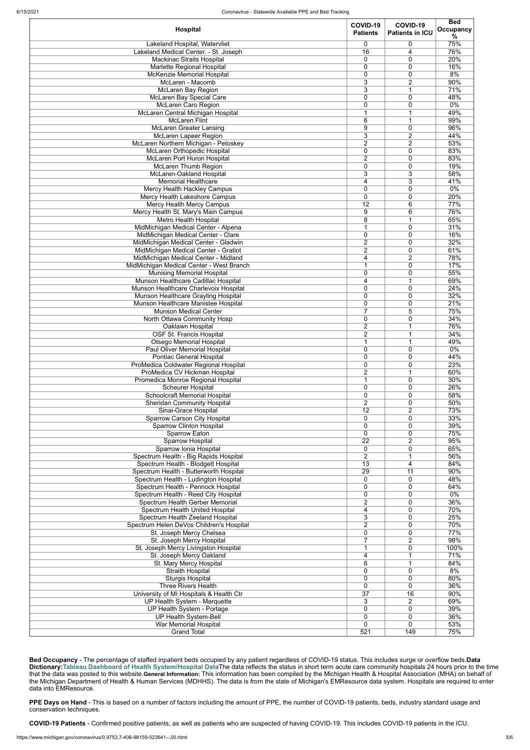| Hospital | COVID-19 Patients | COVID-19 Patients in ICU | Bed Occupancy % |
|---|---|---|---|
| Lakeland Hospital, Watervliet | 0 | 0 | 75% |
| Lakeland Medical Center. - St. Joseph | 16 | 4 | 76% |
| Mackinac Straits Hospital | 0 | 0 | 20% |
| Marlette Regional Hospital | 0 | 0 | 16% |
| McKenzie Memorial Hospital | 0 | 0 | 8% |
| McLaren - Macomb | 3 | 2 | 90% |
| McLaren Bay Region | 3 | 1 | 71% |
| McLaren Bay Special Care | 0 | 0 | 48% |
| McLaren Caro Region | 0 | 0 | 0% |
| McLaren Central Michigan Hospital | 1 | 1 | 49% |
| McLaren Flint | 6 | 1 | 99% |
| McLaren Greater Lansing | 9 | 0 | 96% |
| McLaren Lapeer Region | 3 | 2 | 44% |
| McLaren Northern Michigan - Petoskey | 2 | 2 | 53% |
| McLaren Orthopedic Hospital | 0 | 0 | 83% |
| McLaren Port Huron Hospital | 2 | 0 | 83% |
| McLaren Thumb Region | 0 | 0 | 19% |
| McLaren-Oakland Hospital | 3 | 3 | 58% |
| Memorial Healthcare | 4 | 3 | 41% |
| Mercy Health Hackley Campus | 0 | 0 | 0% |
| Mercy Health Lakeshore Campus | 0 | 0 | 20% |
| Mercy Health Mercy Campus | 12 | 6 | 77% |
| Mercy Health St. Mary's Main Campus | 9 | 6 | 76% |
| Metro Health Hospital | 8 | 1 | 65% |
| MidMichigan Medical Center - Alpena | 1 | 0 | 31% |
| MidMichigan Medical Center - Clare | 0 | 0 | 16% |
| MidMichigan Medical Center - Gladwin | 2 | 0 | 32% |
| MidMichigan Medical Center - Gratiot | 2 | 0 | 61% |
| MidMichigan Medical Center - Midland | 4 | 2 | 78% |
| MidMichigan Medical Center - West Branch | 1 | 0 | 17% |
| Munising Memorial Hospital | 0 | 0 | 55% |
| Munson Healthcare Cadillac Hospital | 4 | 1 | 69% |
| Munson Healthcare Charlevoix Hospital | 0 | 0 | 24% |
| Munson Healthcare Grayling Hospital | 0 | 0 | 32% |
| Munson Healthcare Manistee Hospital | 0 | 0 | 21% |
| Munson Medical Center | 7 | 5 | 75% |
| North Ottawa Community Hosp | 0 | 0 | 34% |
| Oaklawn Hospital | 2 | 1 | 76% |
| OSF St. Francis Hospital | 2 | 1 | 34% |
| Otsego Memorial Hospital | 1 | 1 | 49% |
| Paul Oliver Memorial Hospital | 0 | 0 | 0% |
| Pontiac General Hospital | 0 | 0 | 44% |
| ProMedica Coldwater Regional Hospital | 0 | 0 | 23% |
| ProMedica CV Hickman Hospital | 2 | 1 | 60% |
| Promedica Monroe Regional Hospital | 1 | 0 | 30% |
| Scheurer Hospital | 0 | 0 | 26% |
| Schoolcraft Memorial Hospital | 0 | 0 | 58% |
| Sheridan Community Hospital | 2 | 0 | 50% |
| Sinai-Grace Hospital | 12 | 2 | 73% |
| Sparrow Carson City Hospital | 0 | 0 | 33% |
| Sparrow Clinton Hospital | 0 | 0 | 39% |
| Sparrow Eaton | 0 | 0 | 75% |
| Sparrow Hospital | 22 | 2 | 95% |
| Sparrow Ionia Hospital | 0 | 0 | 65% |
| Spectrum Health - Big Rapids Hospital | 2 | 1 | 56% |
| Spectrum Health - Blodgett Hospital | 13 | 4 | 84% |
| Spectrum Health - Butterworth Hospital | 29 | 11 | 90% |
| Spectrum Health - Ludington Hospital | 0 | 0 | 48% |
| Spectrum Health - Pennock Hospital | 0 | 0 | 64% |
| Spectrum Health - Reed City Hospital | 0 | 0 | 0% |
| Spectrum Health Gerber Memorial | 2 | 0 | 36% |
| Spectrum Health United Hospital | 4 | 0 | 70% |
| Spectrum Health Zeeland Hospital | 3 | 0 | 25% |
| Spectrum Helen DeVos Children's Hospital | 2 | 0 | 70% |
| St. Joseph Mercy Chelsea | 0 | 0 | 77% |
| St. Joseph Mercy Hospital | 7 | 2 | 98% |
| St. Joseph Mercy Livingston Hospital | 1 | 0 | 100% |
| St. Joseph Mercy Oakland | 4 | 1 | 71% |
| St. Mary Mercy Hospital | 6 | 1 | 84% |
| Straith Hospital | 0 | 0 | 8% |
| Sturgis Hospital | 0 | 0 | 80% |
| Three Rivers Health | 0 | 0 | 36% |
| University of MI Hospitals & Health Ctr | 37 | 16 | 90% |
| UP Health System - Marquette | 3 | 2 | 69% |
| UP Health System - Portage | 0 | 0 | 39% |
| UP Health System-Bell | 0 | 0 | 36% |
| War Memorial Hospital | 0 | 0 | 53% |
| Grand Total | 521 | 149 | 75% |

**Bed Occupancy** - The percentage of staffed inpatient beds occupied by any patient regardless of COVID-19 status. This includes surge or overflow beds.**Data Dictionary:Tableau Dashboard of Health System/Hospital Data**The data reflects the status in short term acute care community hospitals 24 hours prior to the time that the data was posted to this website.**General Information:** This information has been compiled by the Michigan Health & Hospital Association (MHA) on behalf of the Michigan Department of Health & Human Services (MDHHS). The data is from the state of Michigan's EMResource data system. Hospitals are required to enter data into EMResource.

**PPE Days on Hand** - This is based on a number of factors including the amount of PPE, the number of COVID-19 patients, beds, industry standard usage and conservation techniques.

**COVID-19 Patients** - Confirmed positive patients, as well as patients who are suspected of having COVID-19. This includes COVID-19 patients in the ICU.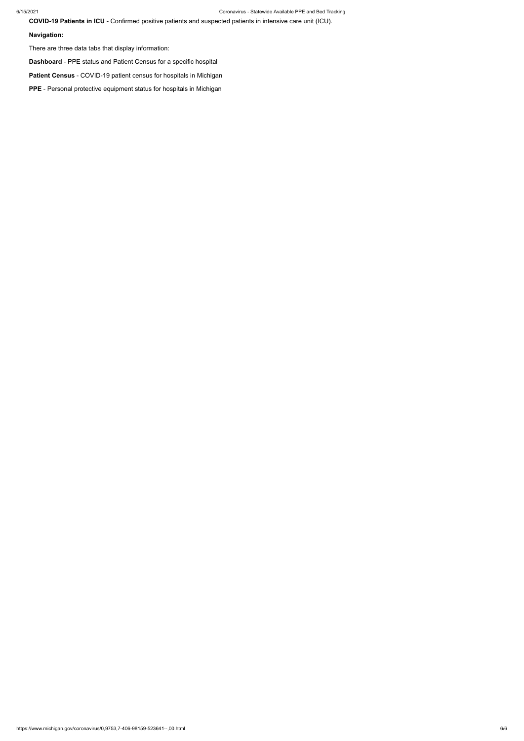**COVID-19 Patients in ICU** - Confirmed positive patients and suspected patients in intensive care unit (ICU).

**Navigation:**

There are three data tabs that display information:

**Dashboard** - PPE status and Patient Census for a specific hospital

**Patient Census** - COVID-19 patient census for hospitals in Michigan

**PPE** - Personal protective equipment status for hospitals in Michigan